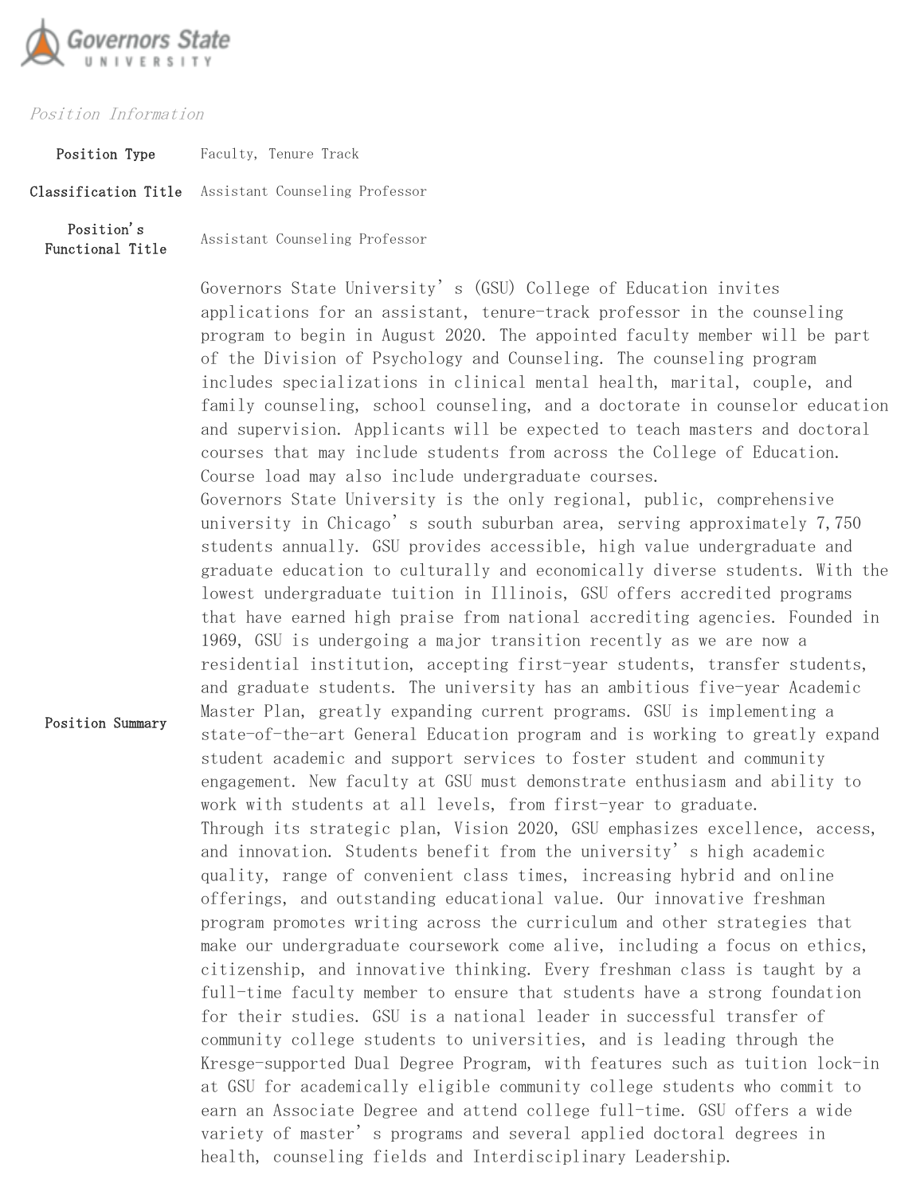Governors State University

*Position Information*

| | |
|---|---|
| **Position Type** | Faculty, Tenure Track |
| **Classification Title** | Assistant Counseling Professor |
| **Position's Functional Title** | Assistant Counseling Professor |
| **Position Summary** | Governors State University's (GSU) College of Education invites applications for an assistant, tenure-track professor in the counseling program to begin in August 2020. The appointed faculty member will be part of the Division of Psychology and Counseling. The counseling program includes specializations in clinical mental health, marital, couple, and family counseling, school counseling, and a doctorate in counselor education and supervision. Applicants will be expected to teach masters and doctoral courses that may include students from across the College of Education. Course load may also include undergraduate courses.<br>Governors State University is the only regional, public, comprehensive university in Chicago's south suburban area, serving approximately 7,750 students annually. GSU provides accessible, high value undergraduate and graduate education to culturally and economically diverse students. With the lowest undergraduate tuition in Illinois, GSU offers accredited programs that have earned high praise from national accrediting agencies. Founded in 1969, GSU is undergoing a major transition recently as we are now a residential institution, accepting first-year students, transfer students, and graduate students. The university has an ambitious five-year Academic Master Plan, greatly expanding current programs. GSU is implementing a state-of-the-art General Education program and is working to greatly expand student academic and support services to foster student and community engagement. New faculty at GSU must demonstrate enthusiasm and ability to work with students at all levels, from first-year to graduate.<br>Through its strategic plan, Vision 2020, GSU emphasizes excellence, access, and innovation. Students benefit from the university's high academic quality, range of convenient class times, increasing hybrid and online offerings, and outstanding educational value. Our innovative freshman program promotes writing across the curriculum and other strategies that make our undergraduate coursework come alive, including a focus on ethics, citizenship, and innovative thinking. Every freshman class is taught by a full-time faculty member to ensure that students have a strong foundation for their studies. GSU is a national leader in successful transfer of community college students to universities, and is leading through the Kresge-supported Dual Degree Program, with features such as tuition lock-in at GSU for academically eligible community college students who commit to earn an Associate Degree and attend college full-time. GSU offers a wide variety of master's programs and several applied doctoral degrees in health, counseling fields and Interdisciplinary Leadership. |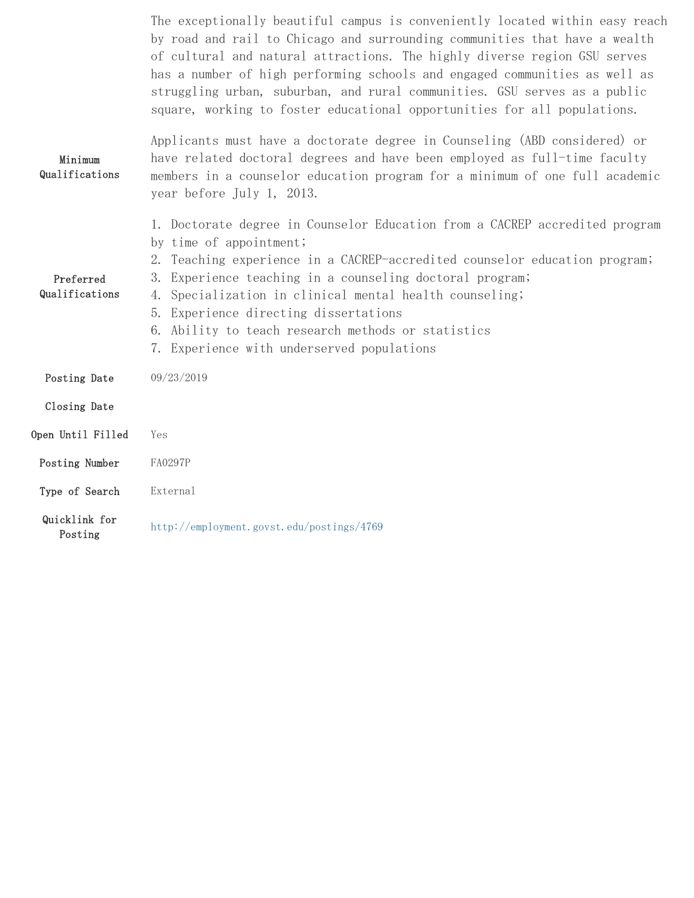| | |
|---|---|
| | The exceptionally beautiful campus is conveniently located within easy reach by road and rail to Chicago and surrounding communities that have a wealth of cultural and natural attractions. The highly diverse region GSU serves has a number of high performing schools and engaged communities as well as struggling urban, suburban, and rural communities. GSU serves as a public square, working to foster educational opportunities for all populations. |
| **Minimum Qualifications** | Applicants must have a doctorate degree in Counseling (ABD considered) or have related doctoral degrees and have been employed as full-time faculty members in a counselor education program for a minimum of one full academic year before July 1, 2013. |
| **Preferred Qualifications** | 1. Doctorate degree in Counselor Education from a CACREP accredited program by time of appointment;<br>2. Teaching experience in a CACREP-accredited counselor education program;<br>3. Experience teaching in a counseling doctoral program;<br>4. Specialization in clinical mental health counseling;<br>5. Experience directing dissertations<br>6. Ability to teach research methods or statistics<br>7. Experience with underserved populations |
| **Posting Date** | 09/23/2019 |
| **Closing Date** | |
| **Open Until Filled** | Yes |
| **Posting Number** | FA0297P |
| **Type of Search** | External |
| **Quicklink for Posting** | http://employment.govst.edu/postings/4769 |